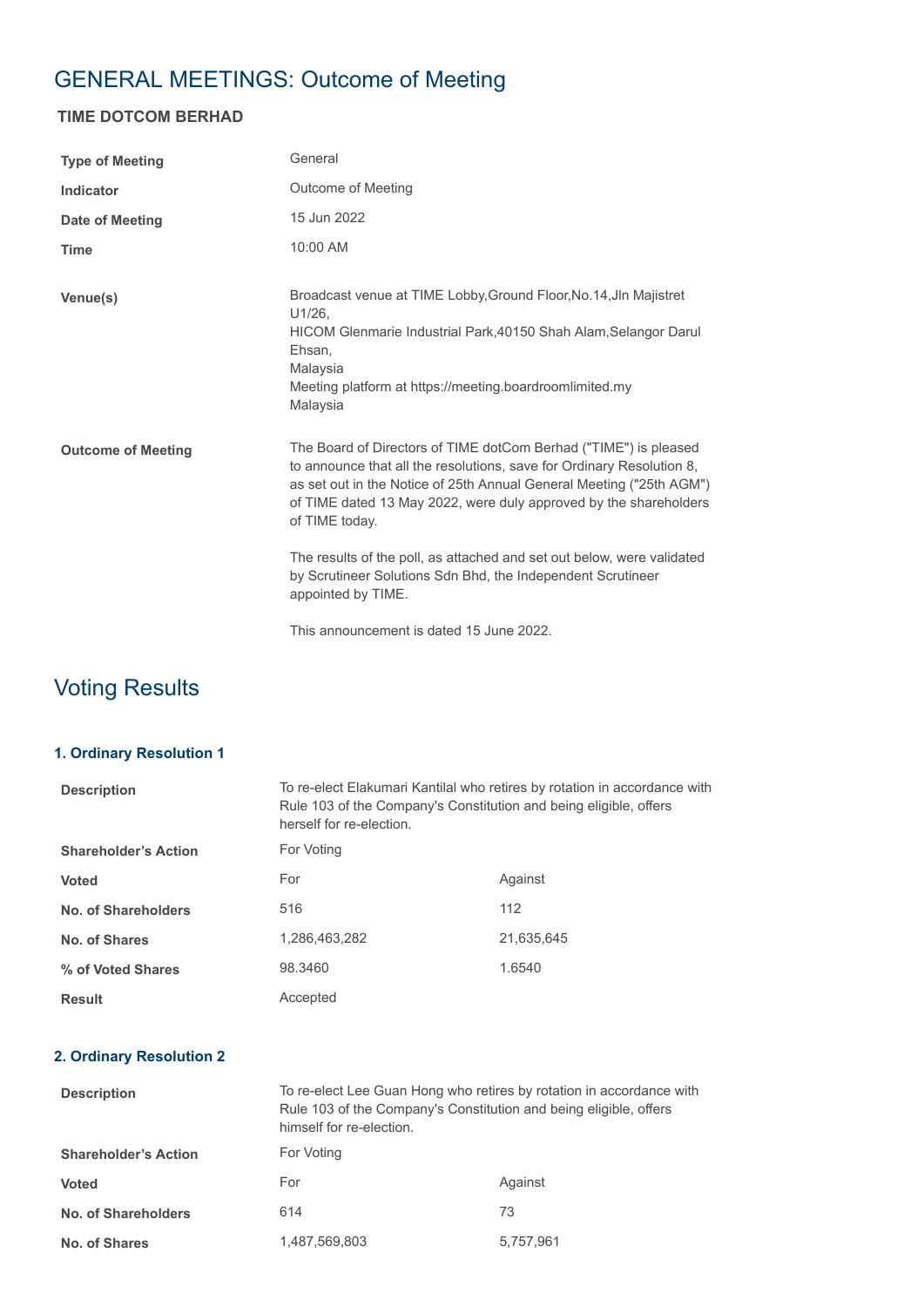# GENERAL MEETINGS: Outcome of Meeting

### TIME DOTCOM BERHAD

| | |
|---|---|
| **Type of Meeting** | General |
| **Indicator** | Outcome of Meeting |
| **Date of Meeting** | 15 Jun 2022 |
| **Time** | 10:00 AM |
| **Venue(s)** | Broadcast venue at TIME Lobby,Ground Floor,No.14,Jln Majistret U1/26, HICOM Glenmarie Industrial Park,40150 Shah Alam,Selangor Darul Ehsan, Malaysia<br>Meeting platform at https://meeting.boardroomlimited.my Malaysia |
| **Outcome of Meeting** | The Board of Directors of TIME dotCom Berhad ("TIME") is pleased to announce that all the resolutions, save for Ordinary Resolution 8, as set out in the Notice of 25th Annual General Meeting ("25th AGM") of TIME dated 13 May 2022, were duly approved by the shareholders of TIME today.<br><br>The results of the poll, as attached and set out below, were validated by Scrutineer Solutions Sdn Bhd, the Independent Scrutineer appointed by TIME.<br><br>This announcement is dated 15 June 2022. |

## Voting Results

### 1. Ordinary Resolution 1

| | | |
|---|---|---|
| **Description** | To re-elect Elakumari Kantilal who retires by rotation in accordance with Rule 103 of the Company's Constitution and being eligible, offers herself for re-election. | |
| **Shareholder's Action** | For Voting | |
| **Voted** | For | Against |
| **No. of Shareholders** | 516 | 112 |
| **No. of Shares** | 1,286,463,282 | 21,635,645 |
| **% of Voted Shares** | 98.3460 | 1.6540 |
| **Result** | Accepted | |

### 2. Ordinary Resolution 2

| | | |
|---|---|---|
| **Description** | To re-elect Lee Guan Hong who retires by rotation in accordance with Rule 103 of the Company's Constitution and being eligible, offers himself for re-election. | |
| **Shareholder's Action** | For Voting | |
| **Voted** | For | Against |
| **No. of Shareholders** | 614 | 73 |
| **No. of Shares** | 1,487,569,803 | 5,757,961 |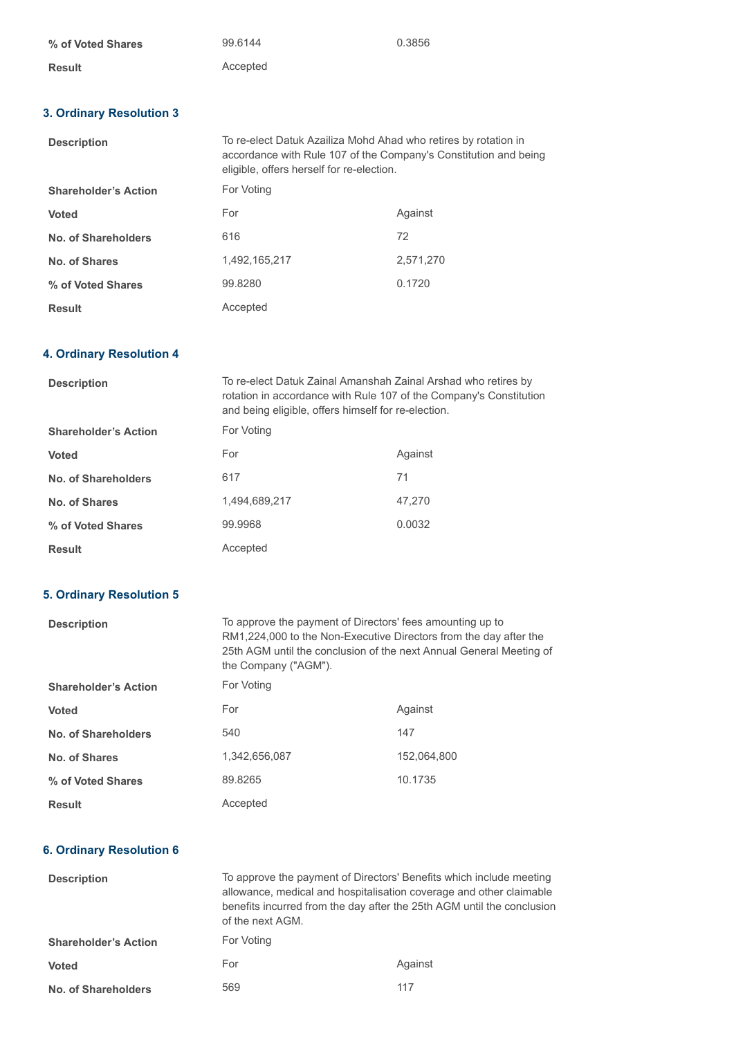| | | |
|---|---|---|
| **% of Voted Shares** | 99.6144 | 0.3856 |
| **Result** | Accepted | |

### 3. Ordinary Resolution 3

| | | |
|---|---|---|
| **Description** | To re-elect Datuk Azailiza Mohd Ahad who retires by rotation in accordance with Rule 107 of the Company's Constitution and being eligible, offers herself for re-election. | |
| **Shareholder's Action** | For Voting | |
| **Voted** | For | Against |
| **No. of Shareholders** | 616 | 72 |
| **No. of Shares** | 1,492,165,217 | 2,571,270 |
| **% of Voted Shares** | 99.8280 | 0.1720 |
| **Result** | Accepted | |

### 4. Ordinary Resolution 4

| | | |
|---|---|---|
| **Description** | To re-elect Datuk Zainal Amanshah Zainal Arshad who retires by rotation in accordance with Rule 107 of the Company's Constitution and being eligible, offers himself for re-election. | |
| **Shareholder's Action** | For Voting | |
| **Voted** | For | Against |
| **No. of Shareholders** | 617 | 71 |
| **No. of Shares** | 1,494,689,217 | 47,270 |
| **% of Voted Shares** | 99.9968 | 0.0032 |
| **Result** | Accepted | |

### 5. Ordinary Resolution 5

| | | |
|---|---|---|
| **Description** | To approve the payment of Directors' fees amounting up to RM1,224,000 to the Non-Executive Directors from the day after the 25th AGM until the conclusion of the next Annual General Meeting of the Company ("AGM"). | |
| **Shareholder's Action** | For Voting | |
| **Voted** | For | Against |
| **No. of Shareholders** | 540 | 147 |
| **No. of Shares** | 1,342,656,087 | 152,064,800 |
| **% of Voted Shares** | 89.8265 | 10.1735 |
| **Result** | Accepted | |

### 6. Ordinary Resolution 6

| | | |
|---|---|---|
| **Description** | To approve the payment of Directors' Benefits which include meeting allowance, medical and hospitalisation coverage and other claimable benefits incurred from the day after the 25th AGM until the conclusion of the next AGM. | |
| **Shareholder's Action** | For Voting | |
| **Voted** | For | Against |
| **No. of Shareholders** | 569 | 117 |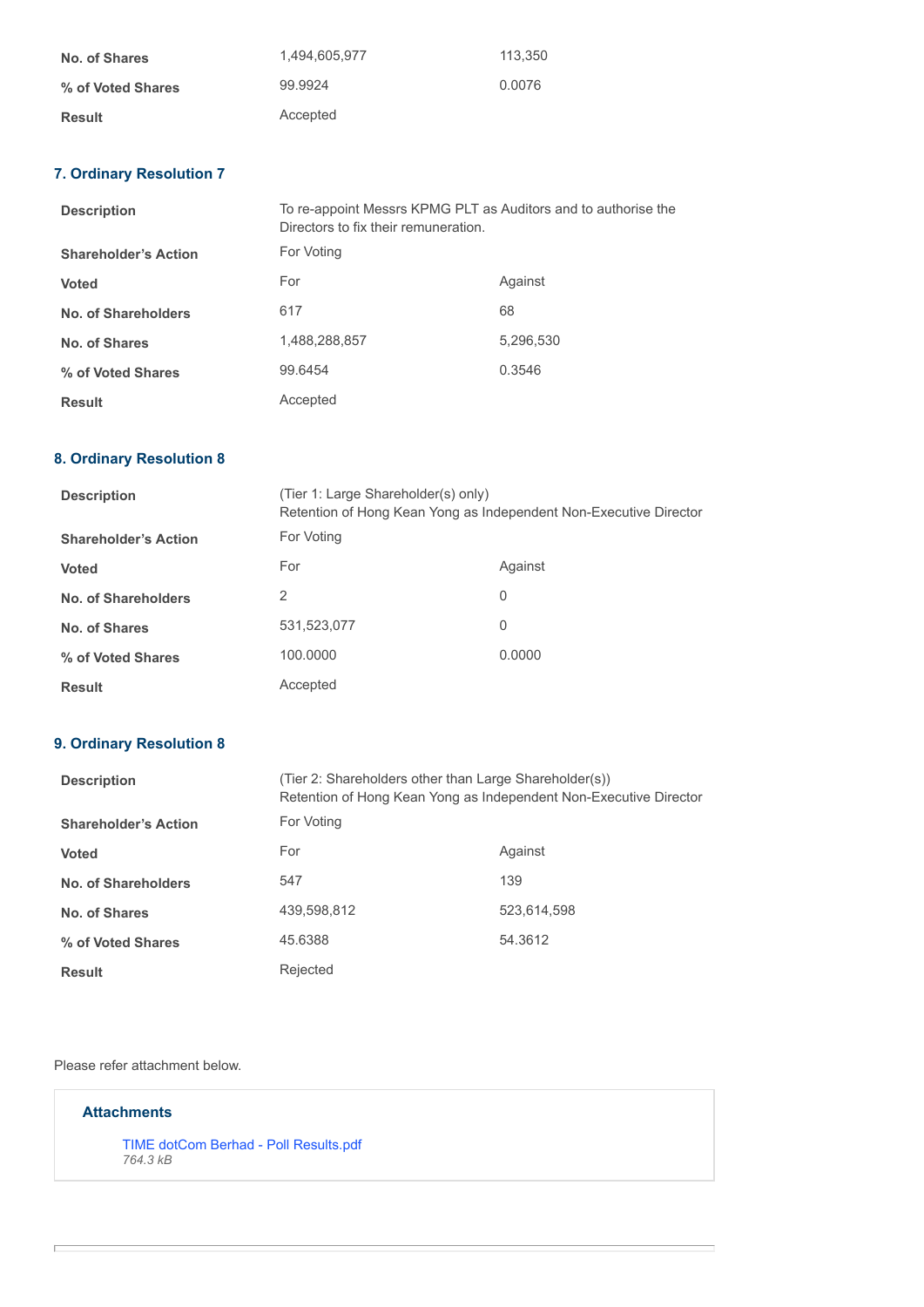| | | |
|---|---|---|
| **No. of Shares** | 1,494,605,977 | 113,350 |
| **% of Voted Shares** | 99.9924 | 0.0076 |
| **Result** | Accepted | |

### 7. Ordinary Resolution 7

| | | |
|---|---|---|
| **Description** | To re-appoint Messrs KPMG PLT as Auditors and to authorise the Directors to fix their remuneration. | |
| **Shareholder's Action** | For Voting | |
| **Voted** | For | Against |
| **No. of Shareholders** | 617 | 68 |
| **No. of Shares** | 1,488,288,857 | 5,296,530 |
| **% of Voted Shares** | 99.6454 | 0.3546 |
| **Result** | Accepted | |

### 8. Ordinary Resolution 8

| | | |
|---|---|---|
| **Description** | (Tier 1: Large Shareholder(s) only) Retention of Hong Kean Yong as Independent Non-Executive Director | |
| **Shareholder's Action** | For Voting | |
| **Voted** | For | Against |
| **No. of Shareholders** | 2 | 0 |
| **No. of Shares** | 531,523,077 | 0 |
| **% of Voted Shares** | 100.0000 | 0.0000 |
| **Result** | Accepted | |

### 9. Ordinary Resolution 8

| | | |
|---|---|---|
| **Description** | (Tier 2: Shareholders other than Large Shareholder(s)) Retention of Hong Kean Yong as Independent Non-Executive Director | |
| **Shareholder's Action** | For Voting | |
| **Voted** | For | Against |
| **No. of Shareholders** | 547 | 139 |
| **No. of Shares** | 439,598,812 | 523,614,598 |
| **% of Voted Shares** | 45.6388 | 54.3612 |
| **Result** | Rejected | |

Please refer attachment below.

**Attachments**

TIME dotCom Berhad - Poll Results.pdf
*764.3 kB*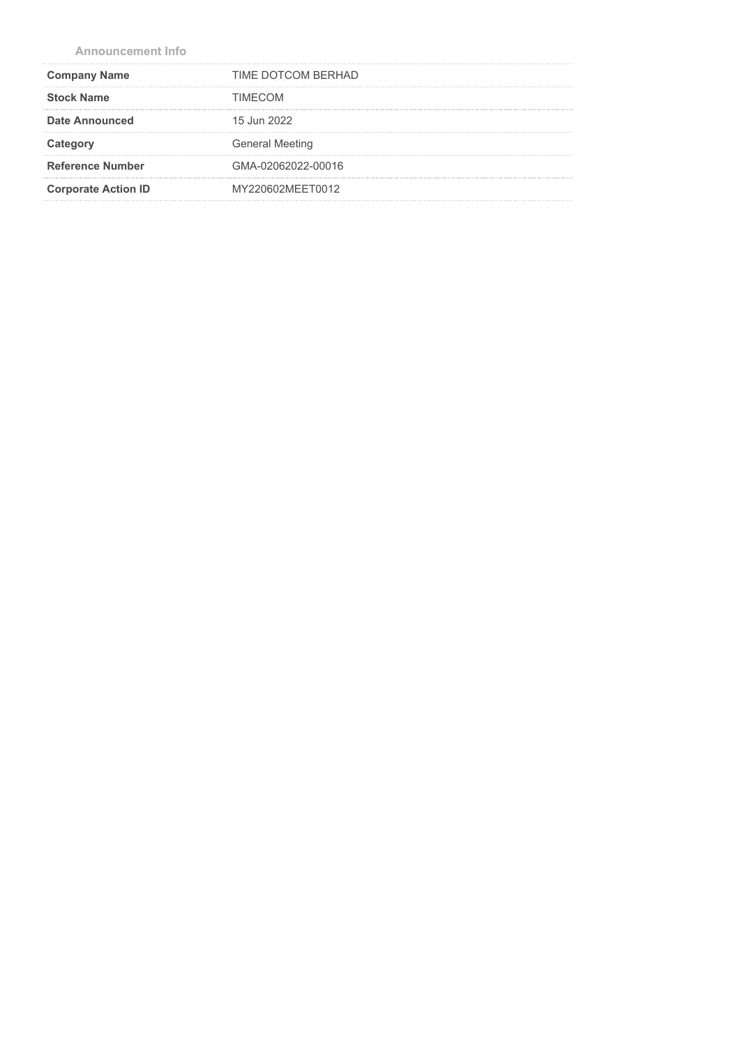**Announcement Info**

| | |
|---|---|
| **Company Name** | TIME DOTCOM BERHAD |
| **Stock Name** | TIMECOM |
| **Date Announced** | 15 Jun 2022 |
| **Category** | General Meeting |
| **Reference Number** | GMA-02062022-00016 |
| **Corporate Action ID** | MY220602MEET0012 |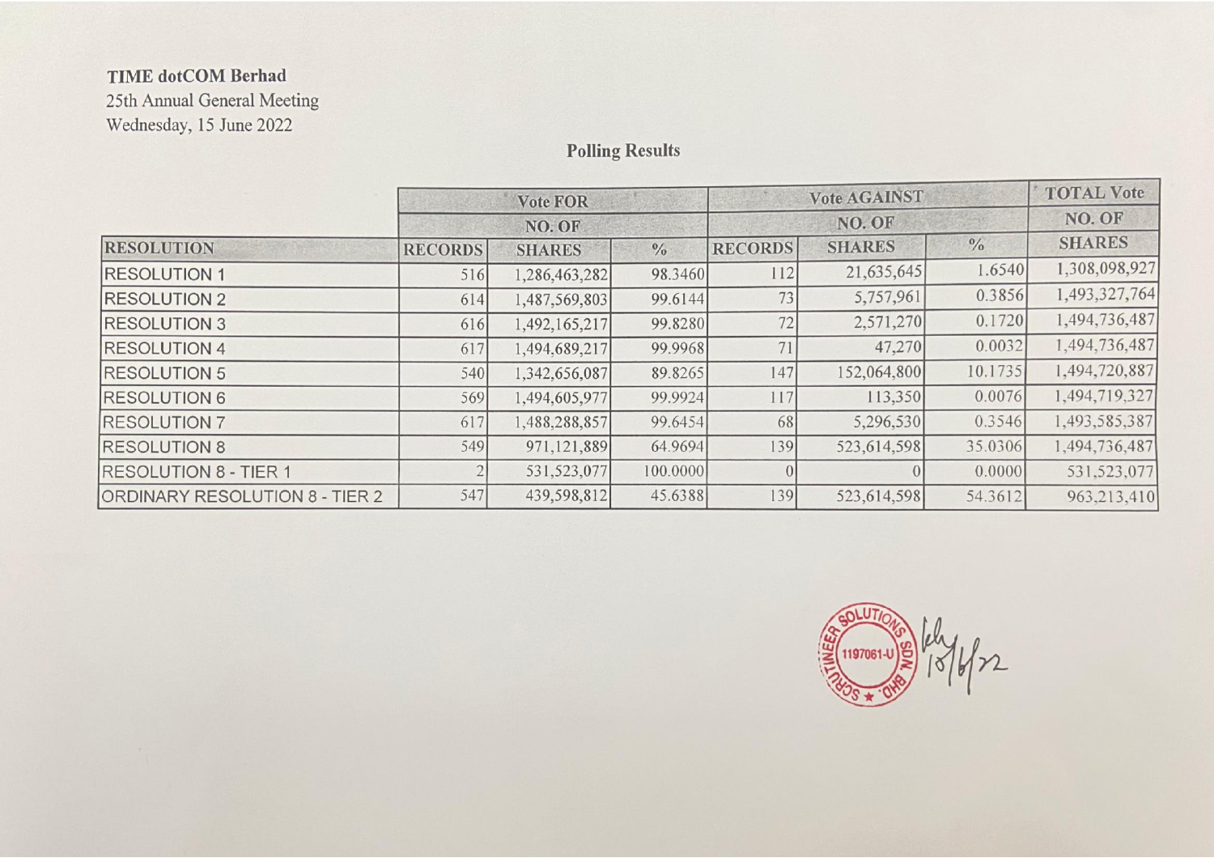**TIME dotCOM Berhad**
25th Annual General Meeting
Wednesday, 15 June 2022

## Polling Results

| RESOLUTION | Vote FOR | | | Vote AGAINST | | | TOTAL Vote |
|---|---|---|---|---|---|---|---|
| | | NO. OF | | | NO. OF | | NO. OF |
| | RECORDS | SHARES | % | RECORDS | SHARES | % | SHARES |
| RESOLUTION 1 | 516 | 1,286,463,282 | 98.3460 | 112 | 21,635,645 | 1.6540 | 1,308,098,927 |
| RESOLUTION 2 | 614 | 1,487,569,803 | 99.6144 | 73 | 5,757,961 | 0.3856 | 1,493,327,764 |
| RESOLUTION 3 | 616 | 1,492,165,217 | 99.8280 | 72 | 2,571,270 | 0.1720 | 1,494,736,487 |
| RESOLUTION 4 | 617 | 1,494,689,217 | 99.9968 | 71 | 47,270 | 0.0032 | 1,494,736,487 |
| RESOLUTION 5 | 540 | 1,342,656,087 | 89.8265 | 147 | 152,064,800 | 10.1735 | 1,494,720,887 |
| RESOLUTION 6 | 569 | 1,494,605,977 | 99.9924 | 117 | 113,350 | 0.0076 | 1,494,719,327 |
| RESOLUTION 7 | 617 | 1,488,288,857 | 99.6454 | 68 | 5,296,530 | 0.3546 | 1,493,585,387 |
| RESOLUTION 8 | 549 | 971,121,889 | 64.9694 | 139 | 523,614,598 | 35.0306 | 1,494,736,487 |
| RESOLUTION 8 - TIER 1 | 2 | 531,523,077 | 100.0000 | 0 | 0 | 0.0000 | 531,523,077 |
| ORDINARY RESOLUTION 8 - TIER 2 | 547 | 439,598,812 | 45.6388 | 139 | 523,614,598 | 54.3612 | 963,213,410 |

SCRUTINEER SOLUTIONS SDN. BHD. 1197061-U
15/6/22